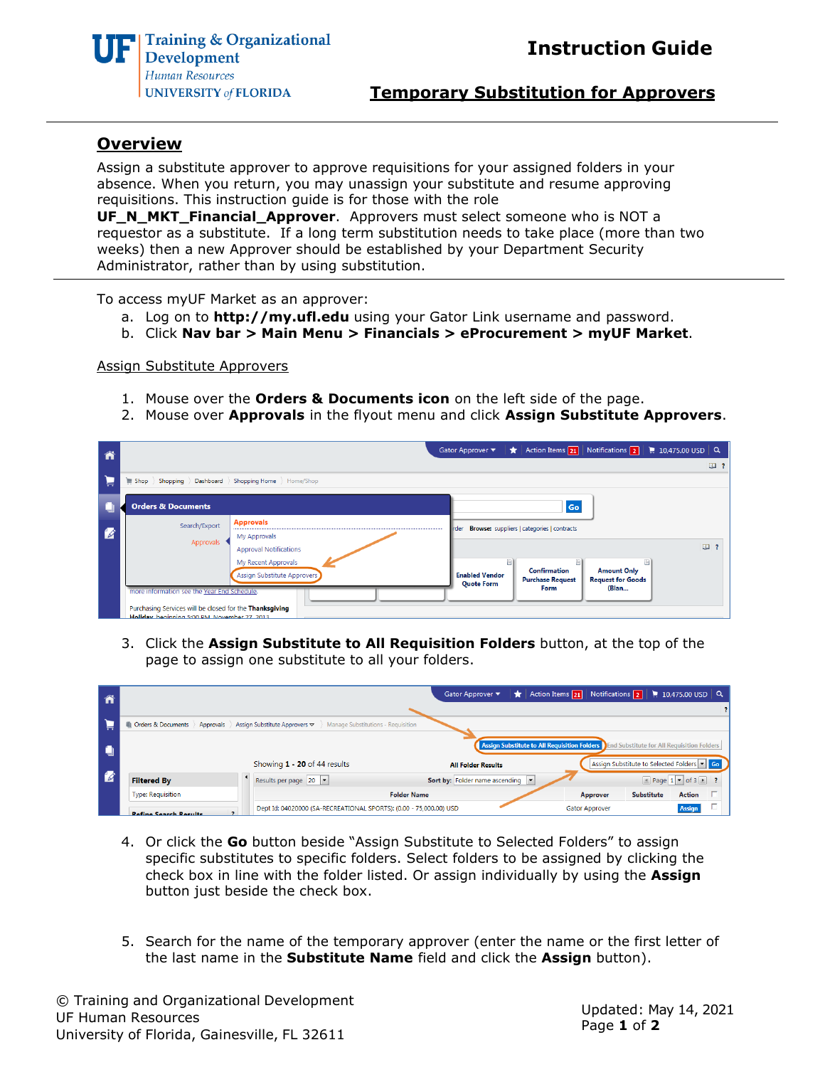# Instruction Guide

## Temporary Substitution for Approvers

## Overview

Assign a substitute approver to approve requisitions for your assigned folders in your absence. When you return, you may unassign your substitute and resume approving requisitions. This instruction guide is for those with the role **UF_N_MKT_Financial_Approver**. Approvers must select someone who is NOT a requestor as a substitute. If a long term substitution needs to take place (more than two weeks) then a new Approver should be established by your Department Security Administrator, rather than by using substitution.

---

To access myUF Market as an approver:

a. Log on to **http://my.ufl.edu** using your Gator Link username and password.
b. Click **Nav bar > Main Menu > Financials > eProcurement > myUF Market**.

Assign Substitute Approvers

1. Mouse over the **Orders & Documents icon** on the left side of the page.
2. Mouse over **Approvals** in the flyout menu and click **Assign Substitute Approvers**.

3. Click the **Assign Substitute to All Requisition Folders** button, at the top of the page to assign one substitute to all your folders.

4. Or click the **Go** button beside "Assign Substitute to Selected Folders" to assign specific substitutes to specific folders. Select folders to be assigned by clicking the check box in line with the folder listed. Or assign individually by using the **Assign** button just beside the check box.

5. Search for the name of the temporary approver (enter the name or the first letter of the last name in the **Substitute Name** field and click the **Assign** button).

© Training and Organizational Development
UF Human Resources
University of Florida, Gainesville, FL 32611

Updated: May 14, 2021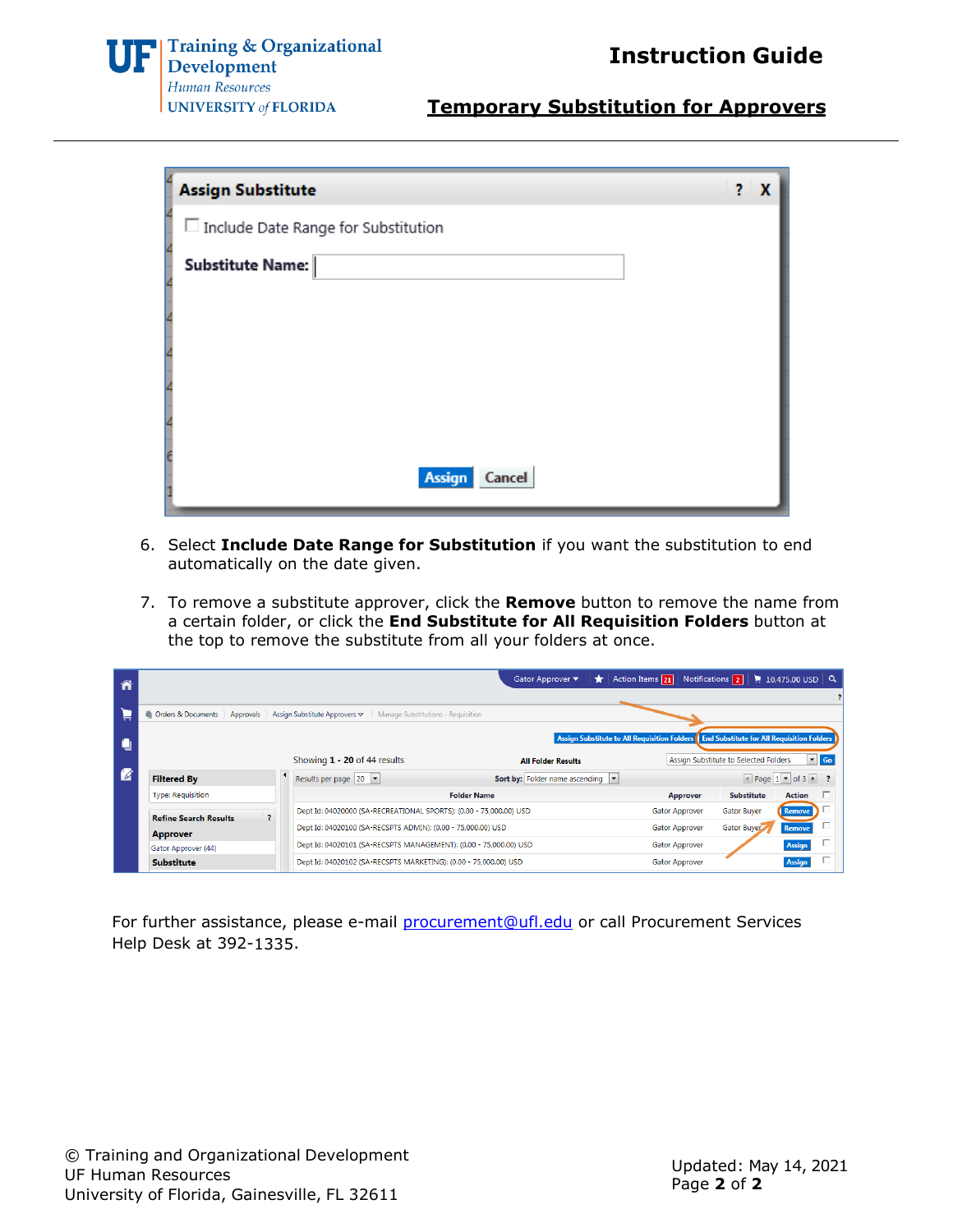6. Select **Include Date Range for Substitution** if you want the substitution to end automatically on the date given.

7. To remove a substitute approver, click the **Remove** button to remove the name from a certain folder, or click the **End Substitute for All Requisition Folders** button at the top to remove the substitute from all your folders at once.

For further assistance, please e-mail procurement@ufl.edu or call Procurement Services Help Desk at 392-1335.

© Training and Organizational Development
UF Human Resources
University of Florida, Gainesville, FL 32611

Updated: May 14, 2021